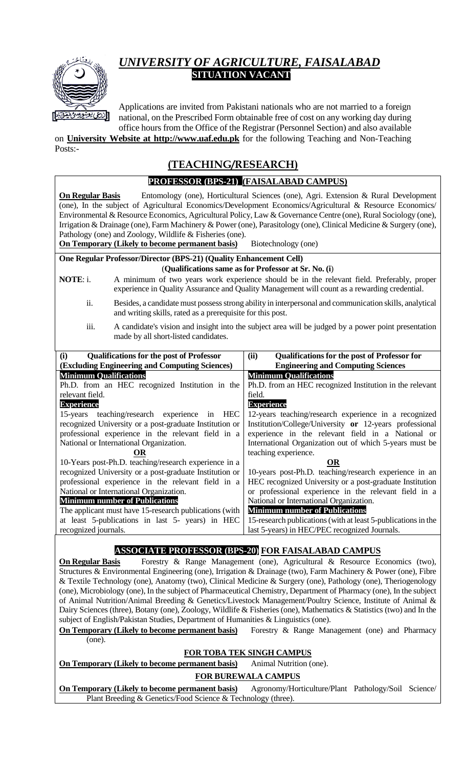# *UNIVERSITY OF AGRICULTURE, FAISALABAD*

**SITUATION VACANT**

Applications are invited from Pakistani nationals who are not married to a foreign national, on the Prescribed Form obtainable free of cost on any working day during office hours from the Office of the Registrar (Personnel Section) and also available on **University Website at http://www.uaf.edu.pk** for the following Teaching and Non-Teaching Posts:-

## (TEACHING/RESEARCH)

### PROFESSOR (BPS-21) (FAISALABAD CAMPUS)

**On Regular Basis** Entomology (one), Horticultural Sciences (one), Agri. Extension & Rural Development (one), In the subject of Agricultural Economics/Development Economics/Agricultural & Resource Economics/ Environmental & Resource Economics, Agricultural Policy, Law & Governance Centre (one), Rural Sociology (one), Irrigation & Drainage (one), Farm Machinery & Power (one), Parasitology (one), Clinical Medicine & Surgery (one), Pathology (one) and Zoology, Wildlife & Fisheries (one).

**On Temporary (Likely to become permanent basis)** Biotechnology (one)

**One Regular Professor/Director (BPS-21) (Quality Enhancement Cell)**

(**Qualifications same as for Professor at Sr. No. (i**)

**NOTE**: i. A minimum of two years work experience should be in the relevant field. Preferably, proper experience in Quality Assurance and Quality Management will count as a rewarding credential.

ii. Besides, a candidate must possess strong ability in interpersonal and communication skills, analytical and writing skills, rated as a prerequisite for this post.

iii. A candidate's vision and insight into the subject area will be judged by a power point presentation made by all short-listed candidates.

| **(i) Qualifications for the post of Professor (Excluding Engineering and Computing Sciences)** | **(ii) Qualifications for the post of Professor for Engineering and Computing Sciences** |
|---|---|
| **Minimum Qualifications** | **Minimum Qualifications** |
| Ph.D. from an HEC recognized Institution in the relevant field. | Ph.D. from an HEC recognized Institution in the relevant field. |
| **Experience** | **Experience** |
| 15-years teaching/research experience in HEC recognized University or a post-graduate Institution or professional experience in the relevant field in a National or International Organization. | 12-years teaching/research experience in a recognized Institution/College/University **or** 12-years professional experience in the relevant field in a National or International Organization out of which 5-years must be teaching experience. |
| **OR** | **OR** |
| 10-Years post-Ph.D. teaching/research experience in a recognized University or a post-graduate Institution or professional experience in the relevant field in a National or International Organization. | 10-years post-Ph.D. teaching/research experience in an HEC recognized University or a post-graduate Institution or professional experience in the relevant field in a National or International Organization. |
| **Minimum number of Publications** | **Minimum number of Publications** |
| The applicant must have 15-research publications (with at least 5-publications in last 5- years) in HEC recognized journals. | 15-research publications (with at least 5-publications in the last 5-years) in HEC/PEC recognized Journals. |

### ASSOCIATE PROFESSOR (BPS-20) FOR FAISALABAD CAMPUS

**On Regular Basis** Forestry & Range Management (one), Agricultural & Resource Economics (two), Structures & Environmental Engineering (one), Irrigation & Drainage (two), Farm Machinery & Power (one), Fibre & Textile Technology (one), Anatomy (two), Clinical Medicine & Surgery (one), Pathology (one), Theriogenology (one), Microbiology (one), In the subject of Pharmaceutical Chemistry, Department of Pharmacy (one), In the subject of Animal Nutrition/Animal Breeding & Genetics/Livestock Management/Poultry Science, Institute of Animal & Dairy Sciences (three), Botany (one), Zoology, Wildlife & Fisheries (one), Mathematics & Statistics (two) and In the subject of English/Pakistan Studies, Department of Humanities & Linguistics (one).

**On Temporary (Likely to become permanent basis)** Forestry & Range Management (one) and Pharmacy (one).

#### FOR TOBA TEK SINGH CAMPUS

**On Temporary (Likely to become permanent basis)** Animal Nutrition (one).

#### FOR BUREWALA CAMPUS

**On Temporary (Likely to become permanent basis)** Agronomy/Horticulture/Plant Pathology/Soil Science/ Plant Breeding & Genetics/Food Science & Technology (three).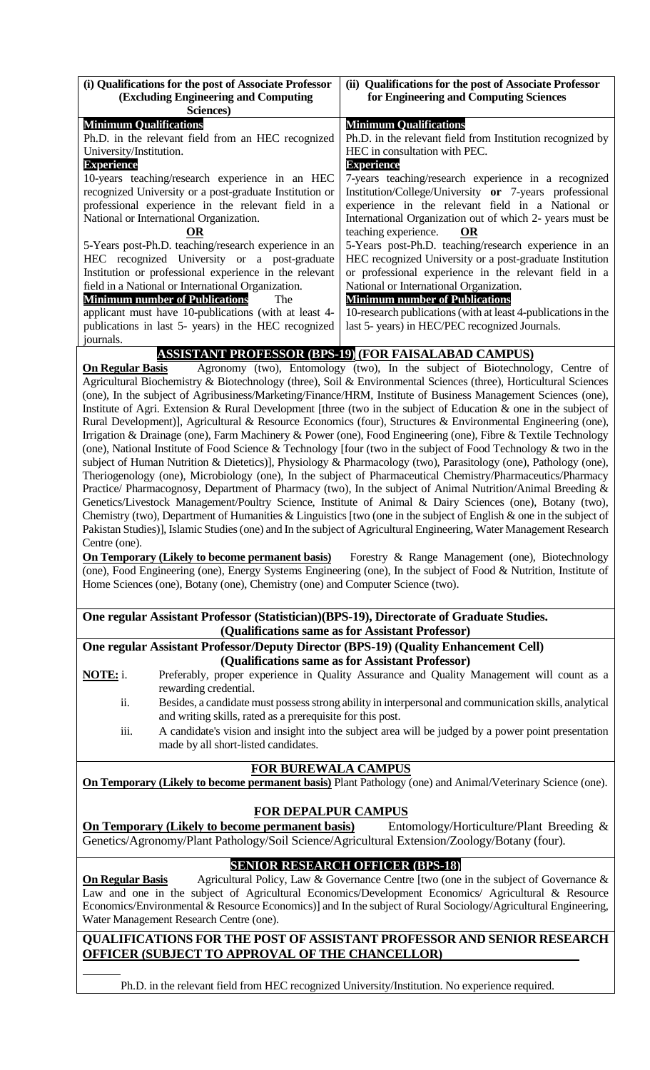| (i) Qualifications for the post of Associate Professor (Excluding Engineering and Computing Sciences) | (ii) Qualifications for the post of Associate Professor for Engineering and Computing Sciences |
|---|---|
| **Minimum Qualifications** Ph.D. in the relevant field from an HEC recognized University/Institution. | **Minimum Qualifications** Ph.D. in the relevant field from Institution recognized by HEC in consultation with PEC. |
| **Experience** 10-years teaching/research experience in an HEC recognized University or a post-graduate Institution or professional experience in the relevant field in a National or International Organization. **OR** 5-Years post-Ph.D. teaching/research experience in an HEC recognized University or a post-graduate Institution or professional experience in the relevant field in a National or International Organization. | **Experience** 7-years teaching/research experience in a recognized Institution/College/University **or** 7-years professional experience in the relevant field in a National or International Organization out of which 2- years must be teaching experience. **OR** 5-Years post-Ph.D. teaching/research experience in an HEC recognized University or a post-graduate Institution or professional experience in the relevant field in a National or International Organization. |
| **Minimum number of Publications** The applicant must have 10-publications (with at least 4-publications in last 5- years) in the HEC recognized journals. | **Minimum number of Publications** 10-research publications (with at least 4-publications in the last 5- years) in HEC/PEC recognized Journals. |

## ASSISTANT PROFESSOR (BPS-19) (FOR FAISALABAD CAMPUS)

**On Regular Basis** Agronomy (two), Entomology (two), In the subject of Biotechnology, Centre of Agricultural Biochemistry & Biotechnology (three), Soil & Environmental Sciences (three), Horticultural Sciences (one), In the subject of Agribusiness/Marketing/Finance/HRM, Institute of Business Management Sciences (one), Institute of Agri. Extension & Rural Development [three (two in the subject of Education & one in the subject of Rural Development)], Agricultural & Resource Economics (four), Structures & Environmental Engineering (one), Irrigation & Drainage (one), Farm Machinery & Power (one), Food Engineering (one), Fibre & Textile Technology (one), National Institute of Food Science & Technology [four (two in the subject of Food Technology & two in the subject of Human Nutrition & Dietetics)], Physiology & Pharmacology (two), Parasitology (one), Pathology (one), Theriogenology (one), Microbiology (one), In the subject of Pharmaceutical Chemistry/Pharmaceutics/Pharmacy Practice/ Pharmacognosy, Department of Pharmacy (two), In the subject of Animal Nutrition/Animal Breeding & Genetics/Livestock Management/Poultry Science, Institute of Animal & Dairy Sciences (one), Botany (two), Chemistry (two), Department of Humanities & Linguistics [two (one in the subject of English & one in the subject of Pakistan Studies)], Islamic Studies (one) and In the subject of Agricultural Engineering, Water Management Research Centre (one).

**On Temporary (Likely to become permanent basis)** Forestry & Range Management (one), Biotechnology (one), Food Engineering (one), Energy Systems Engineering (one), In the subject of Food & Nutrition, Institute of Home Sciences (one), Botany (one), Chemistry (one) and Computer Science (two).

**One regular Assistant Professor (Statistician)(BPS-19), Directorate of Graduate Studies.**
**(Qualifications same as for Assistant Professor)**

**One regular Assistant Professor/Deputy Director (BPS-19) (Quality Enhancement Cell)**
**(Qualifications same as for Assistant Professor)**

**NOTE:**
i. Preferably, proper experience in Quality Assurance and Quality Management will count as a rewarding credential.
ii. Besides, a candidate must possess strong ability in interpersonal and communication skills, analytical and writing skills, rated as a prerequisite for this post.
iii. A candidate's vision and insight into the subject area will be judged by a power point presentation made by all short-listed candidates.

## FOR BUREWALA CAMPUS

**On Temporary (Likely to become permanent basis)** Plant Pathology (one) and Animal/Veterinary Science (one).

## FOR DEPALPUR CAMPUS

**On Temporary (Likely to become permanent basis)** Entomology/Horticulture/Plant Breeding & Genetics/Agronomy/Plant Pathology/Soil Science/Agricultural Extension/Zoology/Botany (four).

## SENIOR RESEARCH OFFICER (BPS-18)

**On Regular Basis** Agricultural Policy, Law & Governance Centre [two (one in the subject of Governance & Law and one in the subject of Agricultural Economics/Development Economics/ Agricultural & Resource Economics/Environmental & Resource Economics)] and In the subject of Rural Sociology/Agricultural Engineering, Water Management Research Centre (one).

## QUALIFICATIONS FOR THE POST OF ASSISTANT PROFESSOR AND SENIOR RESEARCH OFFICER (SUBJECT TO APPROVAL OF THE CHANCELLOR)

Ph.D. in the relevant field from HEC recognized University/Institution. No experience required.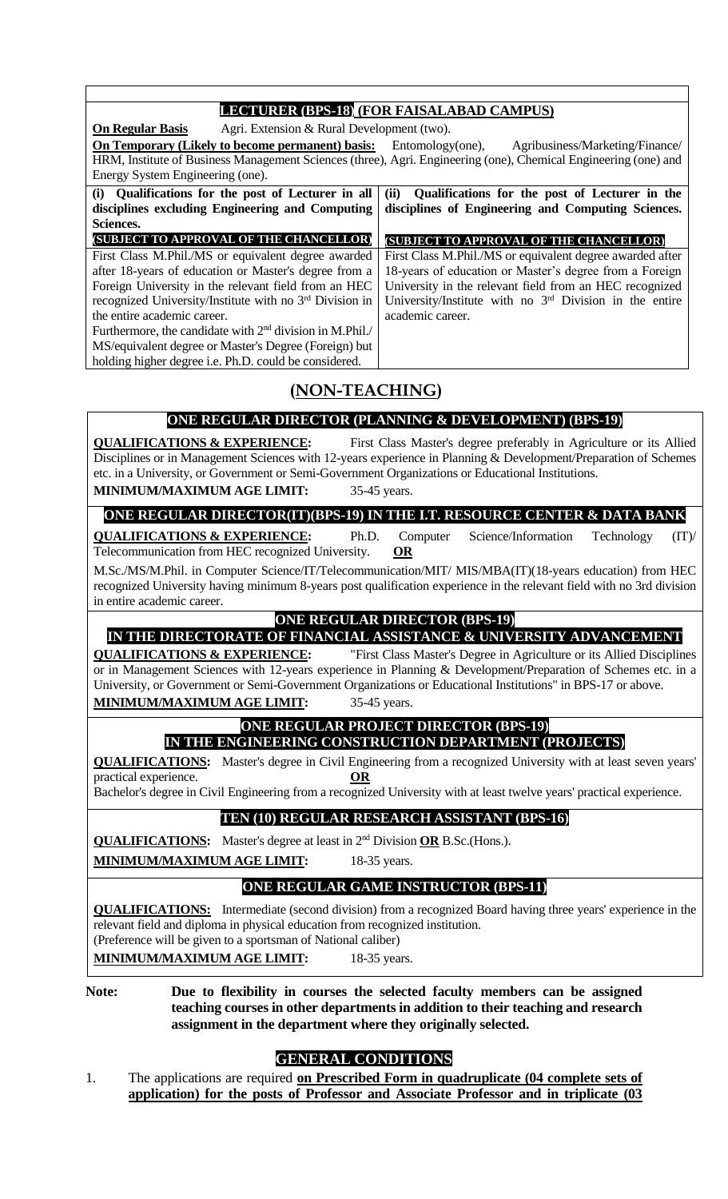## LECTURER (BPS-18) (FOR FAISALABAD CAMPUS)

**On Regular Basis** Agri. Extension & Rural Development (two).

**On Temporary (Likely to become permanent) basis:** Entomology(one), Agribusiness/Marketing/Finance/HRM, Institute of Business Management Sciences (three), Agri. Engineering (one), Chemical Engineering (one) and Energy System Engineering (one).

| (i) Qualifications for the post of Lecturer in all disciplines excluding Engineering and Computing Sciences. | (ii) Qualifications for the post of Lecturer in the disciplines of Engineering and Computing Sciences. |
|---|---|
| **(SUBJECT TO APPROVAL OF THE CHANCELLOR)** | **(SUBJECT TO APPROVAL OF THE CHANCELLOR)** |
| First Class M.Phil./MS or equivalent degree awarded after 18-years of education or Master's degree from a Foreign University in the relevant field from an HEC recognized University/Institute with no 3rd Division in the entire academic career. Furthermore, the candidate with 2nd division in M.Phil./ MS/equivalent degree or Master's Degree (Foreign) but holding higher degree i.e. Ph.D. could be considered. | First Class M.Phil./MS or equivalent degree awarded after 18-years of education or Master's degree from a Foreign University in the relevant field from an HEC recognized University/Institute with no 3rd Division in the entire academic career. |

# (NON-TEACHING)

## ONE REGULAR DIRECTOR (PLANNING & DEVELOPMENT) (BPS-19)

**QUALIFICATIONS & EXPERIENCE:** First Class Master's degree preferably in Agriculture or its Allied Disciplines or in Management Sciences with 12-years experience in Planning & Development/Preparation of Schemes etc. in a University, or Government or Semi-Government Organizations or Educational Institutions.

**MINIMUM/MAXIMUM AGE LIMIT:** 35-45 years.

## ONE REGULAR DIRECTOR(IT)(BPS-19) IN THE I.T. RESOURCE CENTER & DATA BANK

**QUALIFICATIONS & EXPERIENCE:** Ph.D. Computer Science/Information Technology (IT)/ Telecommunication from HEC recognized University. **OR**

M.Sc./MS/M.Phil. in Computer Science/IT/Telecommunication/MIT/ MIS/MBA(IT)(18-years education) from HEC recognized University having minimum 8-years post qualification experience in the relevant field with no 3rd division in entire academic career.

## ONE REGULAR DIRECTOR (BPS-19) IN THE DIRECTORATE OF FINANCIAL ASSISTANCE & UNIVERSITY ADVANCEMENT

**QUALIFICATIONS & EXPERIENCE:** "First Class Master's Degree in Agriculture or its Allied Disciplines or in Management Sciences with 12-years experience in Planning & Development/Preparation of Schemes etc. in a University, or Government or Semi-Government Organizations or Educational Institutions" in BPS-17 or above.

**MINIMUM/MAXIMUM AGE LIMIT:** 35-45 years.

## ONE REGULAR PROJECT DIRECTOR (BPS-19) IN THE ENGINEERING CONSTRUCTION DEPARTMENT (PROJECTS)

**QUALIFICATIONS:** Master's degree in Civil Engineering from a recognized University with at least seven years' practical experience. **OR**

Bachelor's degree in Civil Engineering from a recognized University with at least twelve years' practical experience.

## TEN (10) REGULAR RESEARCH ASSISTANT (BPS-16)

**QUALIFICATIONS:** Master's degree at least in 2nd Division **OR** B.Sc.(Hons.).

**MINIMUM/MAXIMUM AGE LIMIT:** 18-35 years.

## ONE REGULAR GAME INSTRUCTOR (BPS-11)

**QUALIFICATIONS:** Intermediate (second division) from a recognized Board having three years' experience in the relevant field and diploma in physical education from recognized institution.
(Preference will be given to a sportsman of National caliber)

**MINIMUM/MAXIMUM AGE LIMIT:** 18-35 years.

**Note: Due to flexibility in courses the selected faculty members can be assigned teaching courses in other departments in addition to their teaching and research assignment in the department where they originally selected.**

## GENERAL CONDITIONS

1. The applications are required **on Prescribed Form in quadruplicate (04 complete sets of application) for the posts of Professor and Associate Professor and in triplicate (03**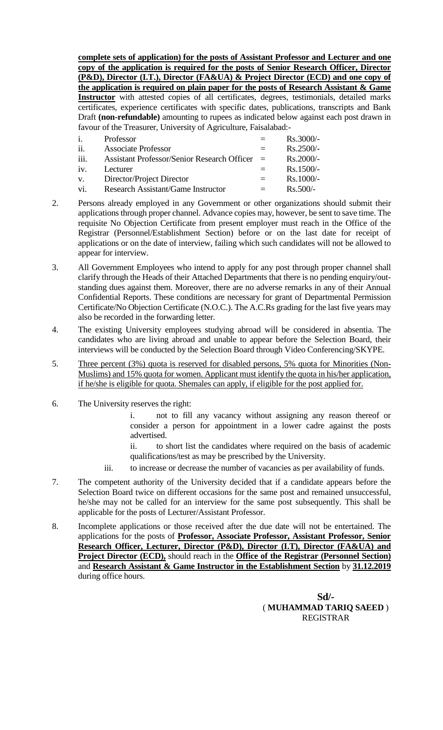**complete sets of application) for the posts of Assistant Professor and Lecturer and one copy of the application is required for the posts of Senior Research Officer, Director (P&D), Director (I.T.), Director (FA&UA) & Project Director (ECD) and one copy of the application is required on plain paper for the posts of Research Assistant & Game Instructor** with attested copies of all certificates, degrees, testimonials, detailed marks certificates, experience certificates with specific dates, publications, transcripts and Bank Draft **(non-refundable)** amounting to rupees as indicated below against each post drawn in favour of the Treasurer, University of Agriculture, Faisalabad:-

| | | | |
|---|---|---|---|
| i. | Professor | = | Rs.3000/- |
| ii. | Associate Professor | = | Rs.2500/- |
| iii. | Assistant Professor/Senior Research Officer | = | Rs.2000/- |
| iv. | Lecturer | = | Rs.1500/- |
| v. | Director/Project Director | = | Rs.1000/- |
| vi. | Research Assistant/Game Instructor | = | Rs.500/- |

2. Persons already employed in any Government or other organizations should submit their applications through proper channel. Advance copies may, however, be sent to save time. The requisite No Objection Certificate from present employer must reach in the Office of the Registrar (Personnel/Establishment Section) before or on the last date for receipt of applications or on the date of interview, failing which such candidates will not be allowed to appear for interview.

3. All Government Employees who intend to apply for any post through proper channel shall clarify through the Heads of their Attached Departments that there is no pending enquiry/outstanding dues against them. Moreover, there are no adverse remarks in any of their Annual Confidential Reports. These conditions are necessary for grant of Departmental Permission Certificate/No Objection Certificate (N.O.C.). The A.C.Rs grading for the last five years may also be recorded in the forwarding letter.

4. The existing University employees studying abroad will be considered in absentia. The candidates who are living abroad and unable to appear before the Selection Board, their interviews will be conducted by the Selection Board through Video Conferencing/SKYPE.

5. Three percent (3%) quota is reserved for disabled persons, 5% quota for Minorities (Non-Muslims) and 15% quota for women. Applicant must identify the quota in his/her application, if he/she is eligible for quota. Shemales can apply, if eligible for the post applied for.

6. The University reserves the right:

    i. not to fill any vacancy without assigning any reason thereof or consider a person for appointment in a lower cadre against the posts advertised.

    ii. to short list the candidates where required on the basis of academic qualifications/test as may be prescribed by the University.

    iii. to increase or decrease the number of vacancies as per availability of funds.

7. The competent authority of the University decided that if a candidate appears before the Selection Board twice on different occasions for the same post and remained unsuccessful, he/she may not be called for an interview for the same post subsequently. This shall be applicable for the posts of Lecturer/Assistant Professor.

8. Incomplete applications or those received after the due date will not be entertained. The applications for the posts of **Professor, Associate Professor, Assistant Professor, Senior Research Officer, Lecturer, Director (P&D), Director (I.T), Director (FA&UA) and Project Director (ECD),** should reach in the **Office of the Registrar (Personnel Section)** and **Research Assistant & Game Instructor in the Establishment Section** by **31.12.2019** during office hours.

**Sd/-**
( **MUHAMMAD TARIQ SAEED** )
REGISTRAR